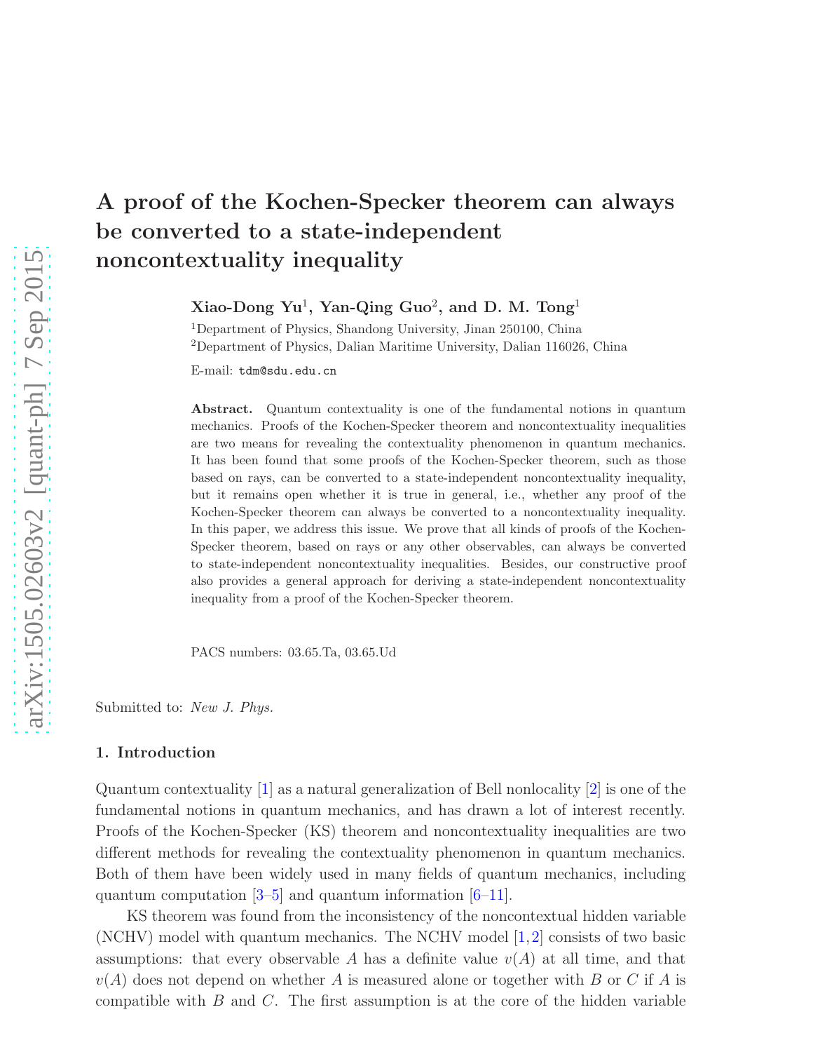# A proof of the Kochen-Specker theorem can always be converted to a state-independent noncontextuality inequality

**Xiao-Dong Yu**[1], **Yan-Qing Guo**[2], **and D. M. Tong**[1]

[1]Department of Physics, Shandong University, Jinan 250100, China

[2]Department of Physics, Dalian Maritime University, Dalian 116026, China

E-mail: tdm@sdu.edu.cn

**Abstract.** Quantum contextuality is one of the fundamental notions in quantum mechanics. Proofs of the Kochen-Specker theorem and noncontextuality inequalities are two means for revealing the contextuality phenomenon in quantum mechanics. It has been found that some proofs of the Kochen-Specker theorem, such as those based on rays, can be converted to a state-independent noncontextuality inequality, but it remains open whether it is true in general, i.e., whether any proof of the Kochen-Specker theorem can always be converted to a noncontextuality inequality. In this paper, we address this issue. We prove that all kinds of proofs of the Kochen-Specker theorem, based on rays or any other observables, can always be converted to state-independent noncontextuality inequalities. Besides, our constructive proof also provides a general approach for deriving a state-independent noncontextuality inequality from a proof of the Kochen-Specker theorem.

PACS numbers: 03.65.Ta, 03.65.Ud

Submitted to: *New J. Phys.*

## 1. Introduction

Quantum contextuality [1] as a natural generalization of Bell nonlocality [2] is one of the fundamental notions in quantum mechanics, and has drawn a lot of interest recently. Proofs of the Kochen-Specker (KS) theorem and noncontextuality inequalities are two different methods for revealing the contextuality phenomenon in quantum mechanics. Both of them have been widely used in many fields of quantum mechanics, including quantum computation [3–5] and quantum information [6–11].

KS theorem was found from the inconsistency of the noncontextual hidden variable (NCHV) model with quantum mechanics. The NCHV model [1,2] consists of two basic assumptions: that every observable $A$ has a definite value $v(A)$ at all time, and that $v(A)$ does not depend on whether $A$ is measured alone or together with $B$ or $C$ if $A$ is compatible with $B$ and $C$. The first assumption is at the core of the hidden variable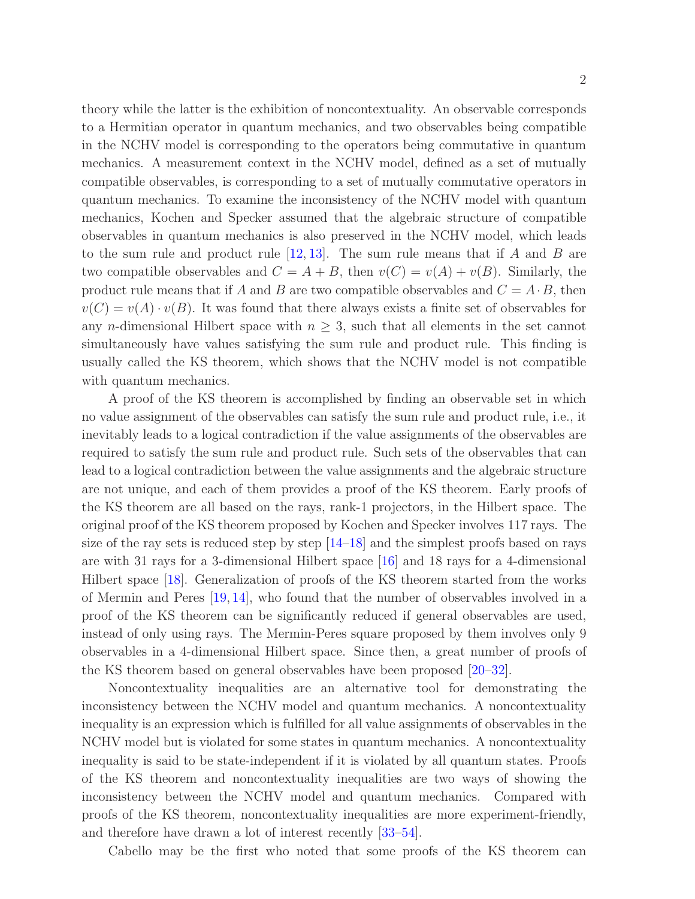theory while the latter is the exhibition of noncontextuality. An observable corresponds to a Hermitian operator in quantum mechanics, and two observables being compatible in the NCHV model is corresponding to the operators being commutative in quantum mechanics. A measurement context in the NCHV model, defined as a set of mutually compatible observables, is corresponding to a set of mutually commutative operators in quantum mechanics. To examine the inconsistency of the NCHV model with quantum mechanics, Kochen and Specker assumed that the algebraic structure of compatible observables in quantum mechanics is also preserved in the NCHV model, which leads to the sum rule and product rule [12, 13]. The sum rule means that if $A$ and $B$ are two compatible observables and $C = A + B$, then $v(C) = v(A) + v(B)$. Similarly, the product rule means that if $A$ and $B$ are two compatible observables and $C = A \cdot B$, then $v(C) = v(A) \cdot v(B)$. It was found that there always exists a finite set of observables for any $n$-dimensional Hilbert space with $n \geq 3$, such that all elements in the set cannot simultaneously have values satisfying the sum rule and product rule. This finding is usually called the KS theorem, which shows that the NCHV model is not compatible with quantum mechanics.

A proof of the KS theorem is accomplished by finding an observable set in which no value assignment of the observables can satisfy the sum rule and product rule, i.e., it inevitably leads to a logical contradiction if the value assignments of the observables are required to satisfy the sum rule and product rule. Such sets of the observables that can lead to a logical contradiction between the value assignments and the algebraic structure are not unique, and each of them provides a proof of the KS theorem. Early proofs of the KS theorem are all based on the rays, rank-1 projectors, in the Hilbert space. The original proof of the KS theorem proposed by Kochen and Specker involves 117 rays. The size of the ray sets is reduced step by step [14–18] and the simplest proofs based on rays are with 31 rays for a 3-dimensional Hilbert space [16] and 18 rays for a 4-dimensional Hilbert space [18]. Generalization of proofs of the KS theorem started from the works of Mermin and Peres [19, 14], who found that the number of observables involved in a proof of the KS theorem can be significantly reduced if general observables are used, instead of only using rays. The Mermin-Peres square proposed by them involves only 9 observables in a 4-dimensional Hilbert space. Since then, a great number of proofs of the KS theorem based on general observables have been proposed [20–32].

Noncontextuality inequalities are an alternative tool for demonstrating the inconsistency between the NCHV model and quantum mechanics. A noncontextuality inequality is an expression which is fulfilled for all value assignments of observables in the NCHV model but is violated for some states in quantum mechanics. A noncontextuality inequality is said to be state-independent if it is violated by all quantum states. Proofs of the KS theorem and noncontextuality inequalities are two ways of showing the inconsistency between the NCHV model and quantum mechanics. Compared with proofs of the KS theorem, noncontextuality inequalities are more experiment-friendly, and therefore have drawn a lot of interest recently [33–54].

Cabello may be the first who noted that some proofs of the KS theorem can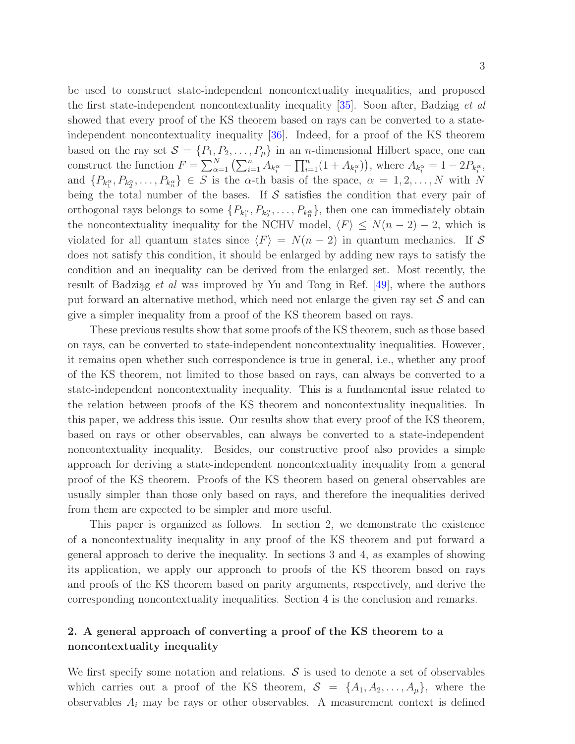be used to construct state-independent noncontextuality inequalities, and proposed the first state-independent noncontextuality inequality [35]. Soon after, Badziąg *et al* showed that every proof of the KS theorem based on rays can be converted to a state-independent noncontextuality inequality [36]. Indeed, for a proof of the KS theorem based on the ray set $\mathcal{S} = \{P_1, P_2, \ldots, P_\mu\}$ in an $n$-dimensional Hilbert space, one can construct the function $F = \sum_{\alpha=1}^{N} \left( \sum_{i=1}^{n} A_{k_i^\alpha} - \prod_{i=1}^{n} (1 + A_{k_i^\alpha}) \right)$, where $A_{k_i^\alpha} = 1 - 2P_{k_i^\alpha}$, and $\{P_{k_1^\alpha}, P_{k_2^\alpha}, \ldots, P_{k_n^\alpha}\} \in S$ is the $\alpha$-th basis of the space, $\alpha = 1, 2, \ldots, N$ with $N$ being the total number of the bases. If $\mathcal{S}$ satisfies the condition that every pair of orthogonal rays belongs to some $\{P_{k_1^\alpha}, P_{k_2^\alpha}, \ldots, P_{k_n^\alpha}\}$, then one can immediately obtain the noncontextuality inequality for the NCHV model, $\langle F \rangle \leq N(n-2) - 2$, which is violated for all quantum states since $\langle F \rangle = N(n-2)$ in quantum mechanics. If $\mathcal{S}$ does not satisfy this condition, it should be enlarged by adding new rays to satisfy the condition and an inequality can be derived from the enlarged set. Most recently, the result of Badziąg *et al* was improved by Yu and Tong in Ref. [49], where the authors put forward an alternative method, which need not enlarge the given ray set $\mathcal{S}$ and can give a simpler inequality from a proof of the KS theorem based on rays.

These previous results show that some proofs of the KS theorem, such as those based on rays, can be converted to state-independent noncontextuality inequalities. However, it remains open whether such correspondence is true in general, i.e., whether any proof of the KS theorem, not limited to those based on rays, can always be converted to a state-independent noncontextuality inequality. This is a fundamental issue related to the relation between proofs of the KS theorem and noncontextuality inequalities. In this paper, we address this issue. Our results show that every proof of the KS theorem, based on rays or other observables, can always be converted to a state-independent noncontextuality inequality. Besides, our constructive proof also provides a simple approach for deriving a state-independent noncontextuality inequality from a general proof of the KS theorem. Proofs of the KS theorem based on general observables are usually simpler than those only based on rays, and therefore the inequalities derived from them are expected to be simpler and more useful.

This paper is organized as follows. In section 2, we demonstrate the existence of a noncontextuality inequality in any proof of the KS theorem and put forward a general approach to derive the inequality. In sections 3 and 4, as examples of showing its application, we apply our approach to proofs of the KS theorem based on rays and proofs of the KS theorem based on parity arguments, respectively, and derive the corresponding noncontextuality inequalities. Section 4 is the conclusion and remarks.

## 2. A general approach of converting a proof of the KS theorem to a noncontextuality inequality

We first specify some notation and relations. $\mathcal{S}$ is used to denote a set of observables which carries out a proof of the KS theorem, $\mathcal{S} = \{A_1, A_2, \ldots, A_\mu\}$, where the observables $A_i$ may be rays or other observables. A measurement context is defined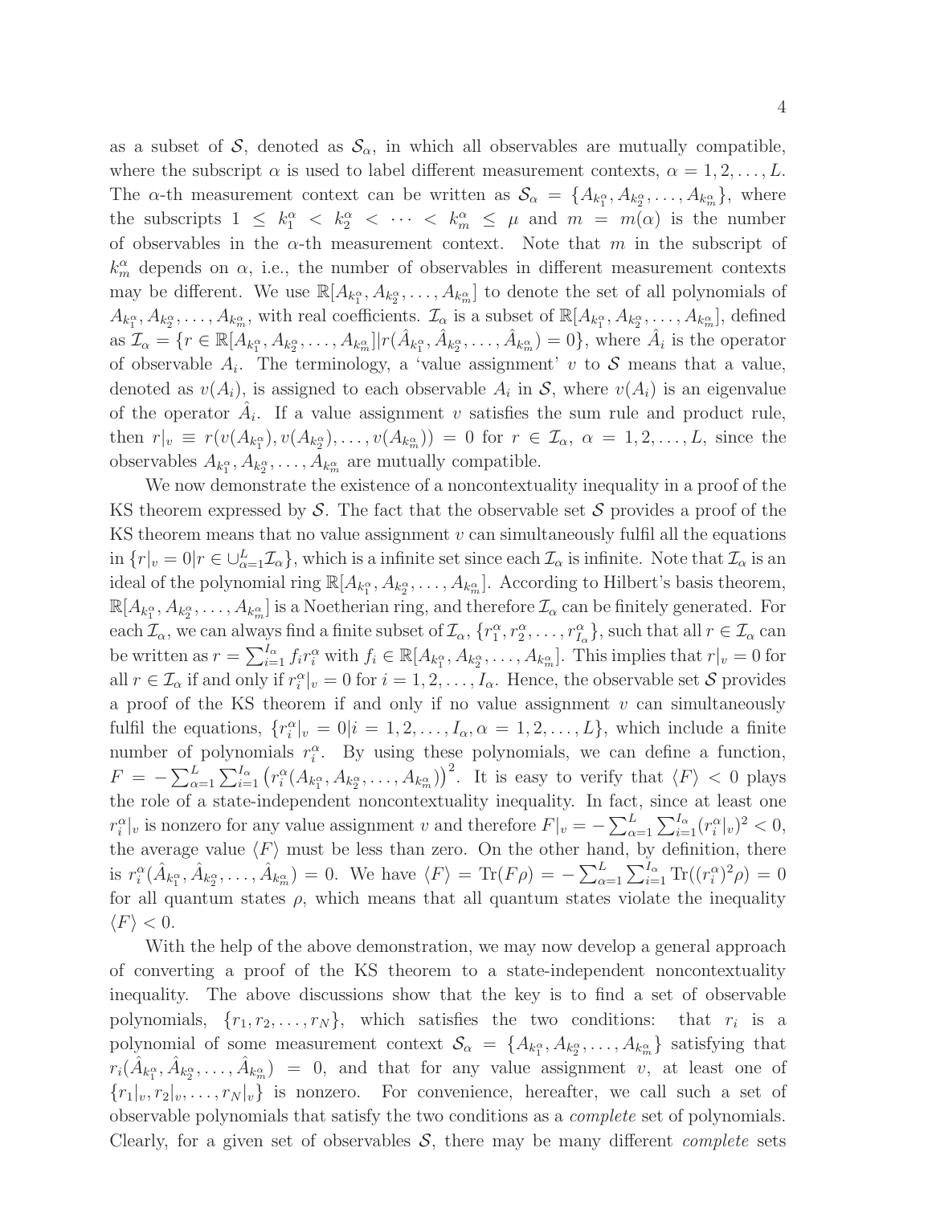as a subset of $\mathcal{S}$, denoted as $\mathcal{S}_\alpha$, in which all observables are mutually compatible, where the subscript $\alpha$ is used to label different measurement contexts, $\alpha = 1, 2, \ldots, L$. The $\alpha$-th measurement context can be written as $\mathcal{S}_\alpha = \{A_{k_1^\alpha}, A_{k_2^\alpha}, \ldots, A_{k_m^\alpha}\}$, where the subscripts $1 \leq k_1^\alpha < k_2^\alpha < \cdots < k_m^\alpha \leq \mu$ and $m = m(\alpha)$ is the number of observables in the $\alpha$-th measurement context. Note that $m$ in the subscript of $k_m^\alpha$ depends on $\alpha$, i.e., the number of observables in different measurement contexts may be different. We use $\mathbb{R}[A_{k_1^\alpha}, A_{k_2^\alpha}, \ldots, A_{k_m^\alpha}]$ to denote the set of all polynomials of $A_{k_1^\alpha}, A_{k_2^\alpha}, \ldots, A_{k_m^\alpha}$, with real coefficients. $\mathcal{I}_\alpha$ is a subset of $\mathbb{R}[A_{k_1^\alpha}, A_{k_2^\alpha}, \ldots, A_{k_m^\alpha}]$, defined as $\mathcal{I}_\alpha = \{r \in \mathbb{R}[A_{k_1^\alpha}, A_{k_2^\alpha}, \ldots, A_{k_m^\alpha}] | r(\hat{A}_{k_1^\alpha}, \hat{A}_{k_2^\alpha}, \ldots, \hat{A}_{k_m^\alpha}) = 0\}$, where $\hat{A}_i$ is the operator of observable $A_i$. The terminology, a 'value assignment' $v$ to $\mathcal{S}$ means that a value, denoted as $v(A_i)$, is assigned to each observable $A_i$ in $\mathcal{S}$, where $v(A_i)$ is an eigenvalue of the operator $\hat{A}_i$. If a value assignment $v$ satisfies the sum rule and product rule, then $r|_v \equiv r(v(A_{k_1^\alpha}), v(A_{k_2^\alpha}), \ldots, v(A_{k_m^\alpha})) = 0$ for $r \in \mathcal{I}_\alpha$, $\alpha = 1, 2, \ldots, L$, since the observables $A_{k_1^\alpha}, A_{k_2^\alpha}, \ldots, A_{k_m^\alpha}$ are mutually compatible.

We now demonstrate the existence of a noncontextuality inequality in a proof of the KS theorem expressed by $\mathcal{S}$. The fact that the observable set $\mathcal{S}$ provides a proof of the KS theorem means that no value assignment $v$ can simultaneously fulfil all the equations in $\{r|_v = 0 | r \in \cup_{\alpha=1}^{L} \mathcal{I}_\alpha\}$, which is a infinite set since each $\mathcal{I}_\alpha$ is infinite. Note that $\mathcal{I}_\alpha$ is an ideal of the polynomial ring $\mathbb{R}[A_{k_1^\alpha}, A_{k_2^\alpha}, \ldots, A_{k_m^\alpha}]$. According to Hilbert's basis theorem, $\mathbb{R}[A_{k_1^\alpha}, A_{k_2^\alpha}, \ldots, A_{k_m^\alpha}]$ is a Noetherian ring, and therefore $\mathcal{I}_\alpha$ can be finitely generated. For each $\mathcal{I}_\alpha$, we can always find a finite subset of $\mathcal{I}_\alpha$, $\{r_1^\alpha, r_2^\alpha, \ldots, r_{I_\alpha}^\alpha\}$, such that all $r \in \mathcal{I}_\alpha$ can be written as $r = \sum_{i=1}^{I_\alpha} f_i r_i^\alpha$ with $f_i \in \mathbb{R}[A_{k_1^\alpha}, A_{k_2^\alpha}, \ldots, A_{k_m^\alpha}]$. This implies that $r|_v = 0$ for all $r \in \mathcal{I}_\alpha$ if and only if $r_i^\alpha|_v = 0$ for $i = 1, 2, \ldots, I_\alpha$. Hence, the observable set $\mathcal{S}$ provides a proof of the KS theorem if and only if no value assignment $v$ can simultaneously fulfil the equations, $\{r_i^\alpha|_v = 0 | i = 1, 2, \ldots, I_\alpha, \alpha = 1, 2, \ldots, L\}$, which include a finite number of polynomials $r_i^\alpha$. By using these polynomials, we can define a function, $F = -\sum_{\alpha=1}^{L} \sum_{i=1}^{I_\alpha} \left(r_i^\alpha(A_{k_1^\alpha}, A_{k_2^\alpha}, \ldots, A_{k_m^\alpha})\right)^2$. It is easy to verify that $\langle F \rangle < 0$ plays the role of a state-independent noncontextuality inequality. In fact, since at least one $r_i^\alpha|_v$ is nonzero for any value assignment $v$ and therefore $F|_v = -\sum_{\alpha=1}^{L} \sum_{i=1}^{I_\alpha} (r_i^\alpha|_v)^2 < 0$, the average value $\langle F \rangle$ must be less than zero. On the other hand, by definition, there is $r_i^\alpha(\hat{A}_{k_1^\alpha}, \hat{A}_{k_2^\alpha}, \ldots, \hat{A}_{k_m^\alpha}) = 0$. We have $\langle F \rangle = \mathrm{Tr}(F\rho) = -\sum_{\alpha=1}^{L} \sum_{i=1}^{I_\alpha} \mathrm{Tr}((r_i^\alpha)^2 \rho) = 0$ for all quantum states $\rho$, which means that all quantum states violate the inequality $\langle F \rangle < 0$.

With the help of the above demonstration, we may now develop a general approach of converting a proof of the KS theorem to a state-independent noncontextuality inequality. The above discussions show that the key is to find a set of observable polynomials, $\{r_1, r_2, \ldots, r_N\}$, which satisfies the two conditions: that $r_i$ is a polynomial of some measurement context $\mathcal{S}_\alpha = \{A_{k_1^\alpha}, A_{k_2^\alpha}, \ldots, A_{k_m^\alpha}\}$ satisfying that $r_i(\hat{A}_{k_1^\alpha}, \hat{A}_{k_2^\alpha}, \ldots, \hat{A}_{k_m^\alpha}) = 0$, and that for any value assignment $v$, at least one of $\{r_1|_v, r_2|_v, \ldots, r_N|_v\}$ is nonzero. For convenience, hereafter, we call such a set of observable polynomials that satisfy the two conditions as a *complete* set of polynomials. Clearly, for a given set of observables $\mathcal{S}$, there may be many different *complete* sets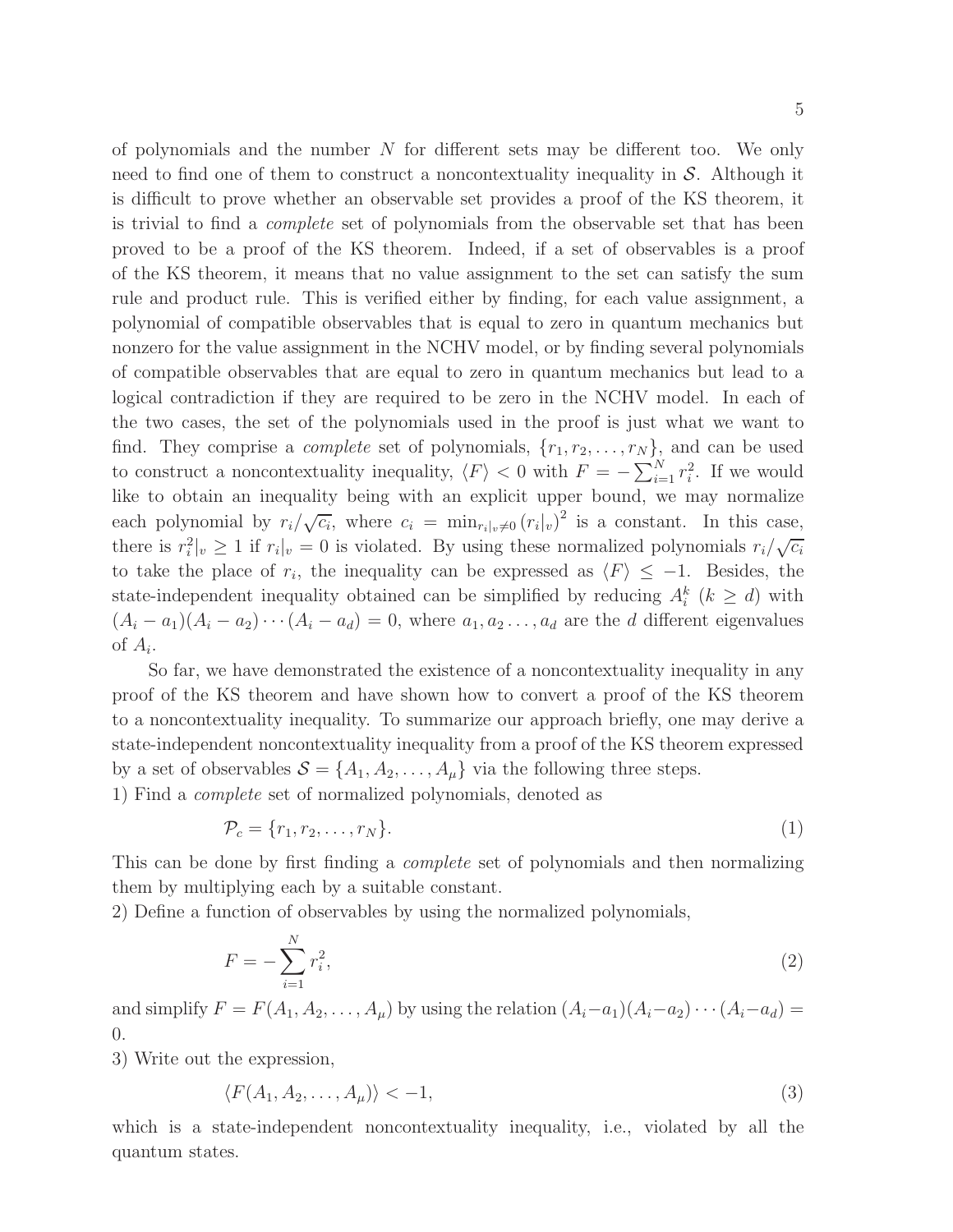of polynomials and the number $N$ for different sets may be different too. We only need to find one of them to construct a noncontextuality inequality in $\mathcal{S}$. Although it is difficult to prove whether an observable set provides a proof of the KS theorem, it is trivial to find a *complete* set of polynomials from the observable set that has been proved to be a proof of the KS theorem. Indeed, if a set of observables is a proof of the KS theorem, it means that no value assignment to the set can satisfy the sum rule and product rule. This is verified either by finding, for each value assignment, a polynomial of compatible observables that is equal to zero in quantum mechanics but nonzero for the value assignment in the NCHV model, or by finding several polynomials of compatible observables that are equal to zero in quantum mechanics but lead to a logical contradiction if they are required to be zero in the NCHV model. In each of the two cases, the set of the polynomials used in the proof is just what we want to find. They comprise a *complete* set of polynomials, $\{r_1, r_2, \ldots, r_N\}$, and can be used to construct a noncontextuality inequality, $\langle F\rangle < 0$ with $F = -\sum_{i=1}^{N} r_i^2$. If we would like to obtain an inequality being with an explicit upper bound, we may normalize each polynomial by $r_i/\sqrt{c_i}$, where $c_i = \min_{r_i|_v \neq 0} (r_i|_v)^2$ is a constant. In this case, there is $r_i^2|_v \geq 1$ if $r_i|_v = 0$ is violated. By using these normalized polynomials $r_i/\sqrt{c_i}$ to take the place of $r_i$, the inequality can be expressed as $\langle F\rangle \leq -1$. Besides, the state-independent inequality obtained can be simplified by reducing $A_i^k$ ($k \geq d$) with $(A_i - a_1)(A_i - a_2)\cdots(A_i - a_d) = 0$, where $a_1, a_2 \ldots, a_d$ are the $d$ different eigenvalues of $A_i$.

So far, we have demonstrated the existence of a noncontextuality inequality in any proof of the KS theorem and have shown how to convert a proof of the KS theorem to a noncontextuality inequality. To summarize our approach briefly, one may derive a state-independent noncontextuality inequality from a proof of the KS theorem expressed by a set of observables $\mathcal{S} = \{A_1, A_2, \ldots, A_\mu\}$ via the following three steps.

1) Find a *complete* set of normalized polynomials, denoted as

$$\mathcal{P}_c = \{r_1, r_2, \ldots, r_N\}. \tag{1}$$

This can be done by first finding a *complete* set of polynomials and then normalizing them by multiplying each by a suitable constant.

2) Define a function of observables by using the normalized polynomials,

$$F = -\sum_{i=1}^{N} r_i^2, \tag{2}$$

and simplify $F = F(A_1, A_2, \ldots, A_\mu)$ by using the relation $(A_i - a_1)(A_i - a_2)\cdots(A_i - a_d) = 0$.

3) Write out the expression,

$$\langle F(A_1, A_2, \ldots, A_\mu)\rangle < -1, \tag{3}$$

which is a state-independent noncontextuality inequality, i.e., violated by all the quantum states.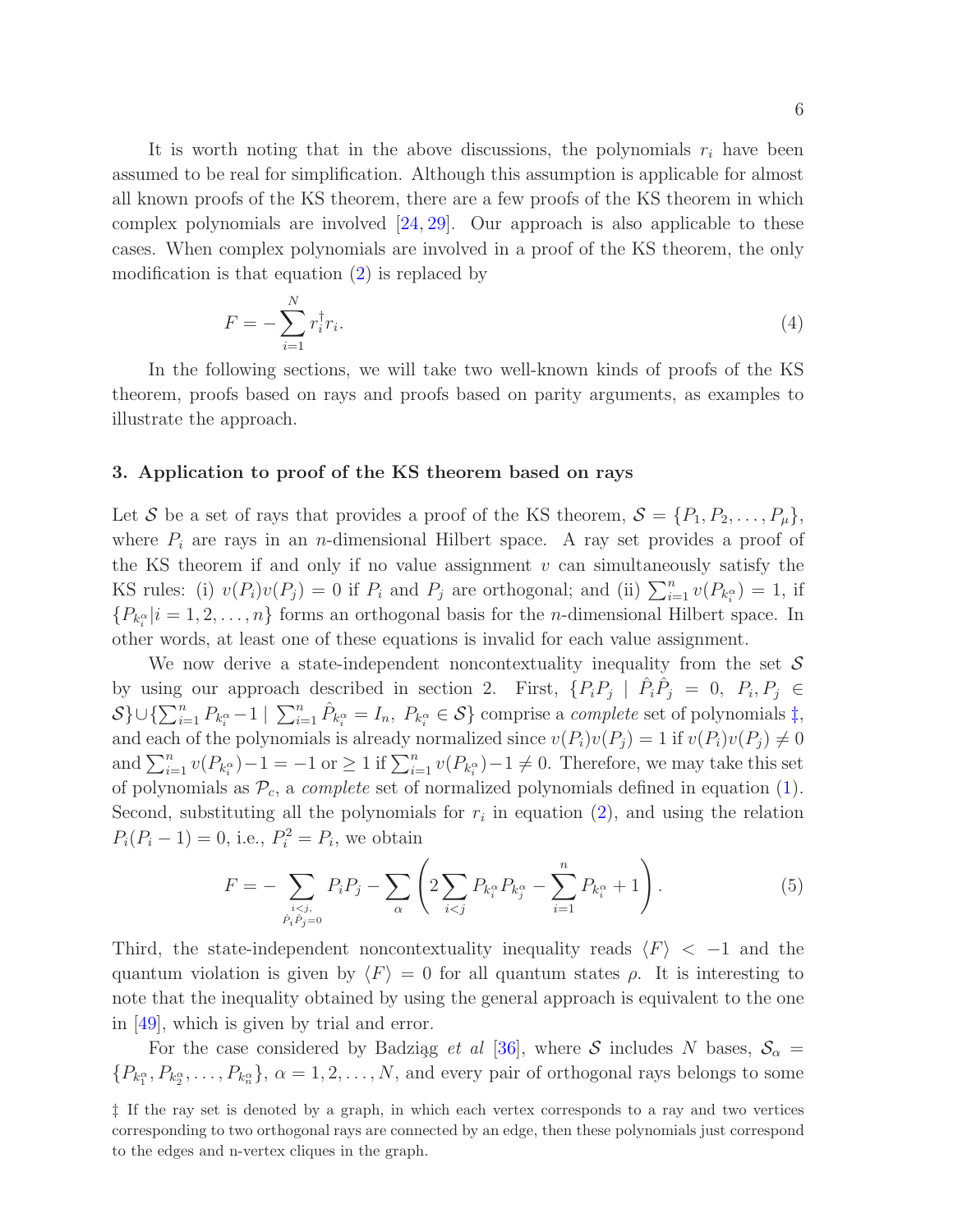It is worth noting that in the above discussions, the polynomials $r_i$ have been assumed to be real for simplification. Although this assumption is applicable for almost all known proofs of the KS theorem, there are a few proofs of the KS theorem in which complex polynomials are involved [24, 29]. Our approach is also applicable to these cases. When complex polynomials are involved in a proof of the KS theorem, the only modification is that equation (2) is replaced by

$$F = -\sum_{i=1}^{N} r_i^\dagger r_i. \tag{4}$$

In the following sections, we will take two well-known kinds of proofs of the KS theorem, proofs based on rays and proofs based on parity arguments, as examples to illustrate the approach.

## 3. Application to proof of the KS theorem based on rays

Let $\mathcal{S}$ be a set of rays that provides a proof of the KS theorem, $\mathcal{S} = \{P_1, P_2, \ldots, P_\mu\}$, where $P_i$ are rays in an $n$-dimensional Hilbert space. A ray set provides a proof of the KS theorem if and only if no value assignment $v$ can simultaneously satisfy the KS rules: (i) $v(P_i)v(P_j) = 0$ if $P_i$ and $P_j$ are orthogonal; and (ii) $\sum_{i=1}^{n} v(P_{k_i^\alpha}) = 1$, if $\{P_{k_i^\alpha} | i = 1, 2, \ldots, n\}$ forms an orthogonal basis for the $n$-dimensional Hilbert space. In other words, at least one of these equations is invalid for each value assignment.

We now derive a state-independent noncontextuality inequality from the set $\mathcal{S}$ by using our approach described in section 2. First, $\{P_iP_j \mid \hat{P}_i\hat{P}_j = 0,\ P_i, P_j \in \mathcal{S}\} \cup \{\sum_{i=1}^{n} P_{k_i^\alpha} - 1 \mid \sum_{i=1}^{n} \hat{P}_{k_i^\alpha} = I_n,\ P_{k_i^\alpha} \in \mathcal{S}\}$ comprise a *complete* set of polynomials ‡, and each of the polynomials is already normalized since $v(P_i)v(P_j) = 1$ if $v(P_i)v(P_j) \neq 0$ and $\sum_{i=1}^{n} v(P_{k_i^\alpha}) - 1 = -1$ or $\geq 1$ if $\sum_{i=1}^{n} v(P_{k_i^\alpha}) - 1 \neq 0$. Therefore, we may take this set of polynomials as $\mathcal{P}_c$, a *complete* set of normalized polynomials defined in equation (1). Second, substituting all the polynomials for $r_i$ in equation (2), and using the relation $P_i(P_i - 1) = 0$, i.e., $P_i^2 = P_i$, we obtain

$$F = -\sum_{\substack{i<j,\\ \hat{P}_i\hat{P}_j = 0}} P_iP_j - \sum_{\alpha} \left( 2\sum_{i<j} P_{k_i^\alpha}P_{k_j^\alpha} - \sum_{i=1}^{n} P_{k_i^\alpha} + 1 \right). \tag{5}$$

Third, the state-independent noncontextuality inequality reads $\langle F \rangle < -1$ and the quantum violation is given by $\langle F \rangle = 0$ for all quantum states $\rho$. It is interesting to note that the inequality obtained by using the general approach is equivalent to the one in [49], which is given by trial and error.

For the case considered by Badziąg *et al* [36], where $\mathcal{S}$ includes $N$ bases, $\mathcal{S}_\alpha = \{P_{k_1^\alpha}, P_{k_2^\alpha}, \ldots, P_{k_n^\alpha}\}$, $\alpha = 1, 2, \ldots, N$, and every pair of orthogonal rays belongs to some

‡ If the ray set is denoted by a graph, in which each vertex corresponds to a ray and two vertices corresponding to two orthogonal rays are connected by an edge, then these polynomials just correspond to the edges and n-vertex cliques in the graph.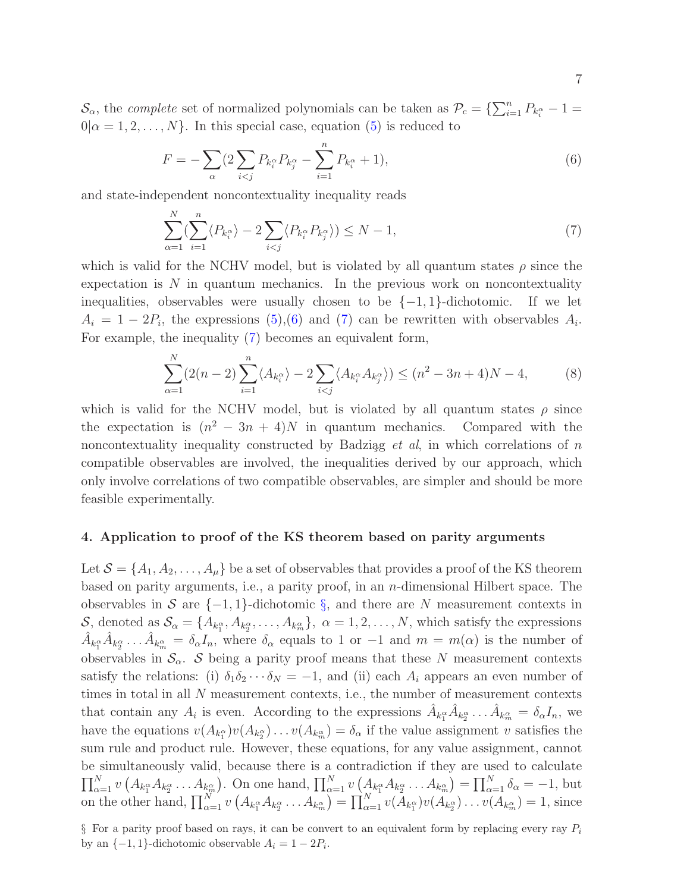$\mathcal{S}_\alpha$, the *complete* set of normalized polynomials can be taken as $\mathcal{P}_c = \{\sum_{i=1}^n P_{k_i^\alpha} - 1 = 0 | \alpha = 1, 2, \ldots, N\}$. In this special case, equation (5) is reduced to

$$F = -\sum_\alpha (2\sum_{i<j} P_{k_i^\alpha} P_{k_j^\alpha} - \sum_{i=1}^n P_{k_i^\alpha} + 1), \tag{6}$$

and state-independent noncontextuality inequality reads

$$\sum_{\alpha=1}^N (\sum_{i=1}^n \langle P_{k_i^\alpha} \rangle - 2\sum_{i<j} \langle P_{k_i^\alpha} P_{k_j^\alpha} \rangle) \leq N - 1, \tag{7}$$

which is valid for the NCHV model, but is violated by all quantum states $\rho$ since the expectation is $N$ in quantum mechanics. In the previous work on noncontextuality inequalities, observables were usually chosen to be $\{-1, 1\}$-dichotomic. If we let $A_i = 1 - 2P_i$, the expressions (5),(6) and (7) can be rewritten with observables $A_i$. For example, the inequality (7) becomes an equivalent form,

$$\sum_{\alpha=1}^N (2(n-2)\sum_{i=1}^n \langle A_{k_i^\alpha} \rangle - 2\sum_{i<j} \langle A_{k_i^\alpha} A_{k_j^\alpha} \rangle) \leq (n^2 - 3n + 4)N - 4, \tag{8}$$

which is valid for the NCHV model, but is violated by all quantum states $\rho$ since the expectation is $(n^2 - 3n + 4)N$ in quantum mechanics. Compared with the noncontextuality inequality constructed by Badziąg *et al*, in which correlations of $n$ compatible observables are involved, the inequalities derived by our approach, which only involve correlations of two compatible observables, are simpler and should be more feasible experimentally.

## 4. Application to proof of the KS theorem based on parity arguments

Let $\mathcal{S} = \{A_1, A_2, \ldots, A_\mu\}$ be a set of observables that provides a proof of the KS theorem based on parity arguments, i.e., a parity proof, in an $n$-dimensional Hilbert space. The observables in $\mathcal{S}$ are $\{-1, 1\}$-dichotomic §, and there are $N$ measurement contexts in $\mathcal{S}$, denoted as $\mathcal{S}_\alpha = \{A_{k_1^\alpha}, A_{k_2^\alpha}, \ldots, A_{k_m^\alpha}\},\ \alpha = 1, 2, \ldots, N$, which satisfy the expressions $\hat{A}_{k_1^\alpha} \hat{A}_{k_2^\alpha} \ldots \hat{A}_{k_m^\alpha} = \delta_\alpha I_n$, where $\delta_\alpha$ equals to 1 or $-1$ and $m = m(\alpha)$ is the number of observables in $\mathcal{S}_\alpha$. $\mathcal{S}$ being a parity proof means that these $N$ measurement contexts satisfy the relations: (i) $\delta_1 \delta_2 \cdots \delta_N = -1$, and (ii) each $A_i$ appears an even number of times in total in all $N$ measurement contexts, i.e., the number of measurement contexts that contain any $A_i$ is even. According to the expressions $\hat{A}_{k_1^\alpha} \hat{A}_{k_2^\alpha} \ldots \hat{A}_{k_m^\alpha} = \delta_\alpha I_n$, we have the equations $v(A_{k_1^\alpha}) v(A_{k_2^\alpha}) \ldots v(A_{k_m^\alpha}) = \delta_\alpha$ if the value assignment $v$ satisfies the sum rule and product rule. However, these equations, for any value assignment, cannot be simultaneously valid, because there is a contradiction if they are used to calculate $\prod_{\alpha=1}^N v\left(A_{k_1^\alpha} A_{k_2^\alpha} \ldots A_{k_m^\alpha}\right)$. On one hand, $\prod_{\alpha=1}^N v\left(A_{k_1^\alpha} A_{k_2^\alpha} \ldots A_{k_m^\alpha}\right) = \prod_{\alpha=1}^N \delta_\alpha = -1$, but on the other hand, $\prod_{\alpha=1}^N v\left(A_{k_1^\alpha} A_{k_2^\alpha} \ldots A_{k_m^\alpha}\right) = \prod_{\alpha=1}^N v(A_{k_1^\alpha}) v(A_{k_2^\alpha}) \ldots v(A_{k_m^\alpha}) = 1$, since

§ For a parity proof based on rays, it can be convert to an equivalent form by replacing every ray $P_i$ by an $\{-1, 1\}$-dichotomic observable $A_i = 1 - 2P_i$.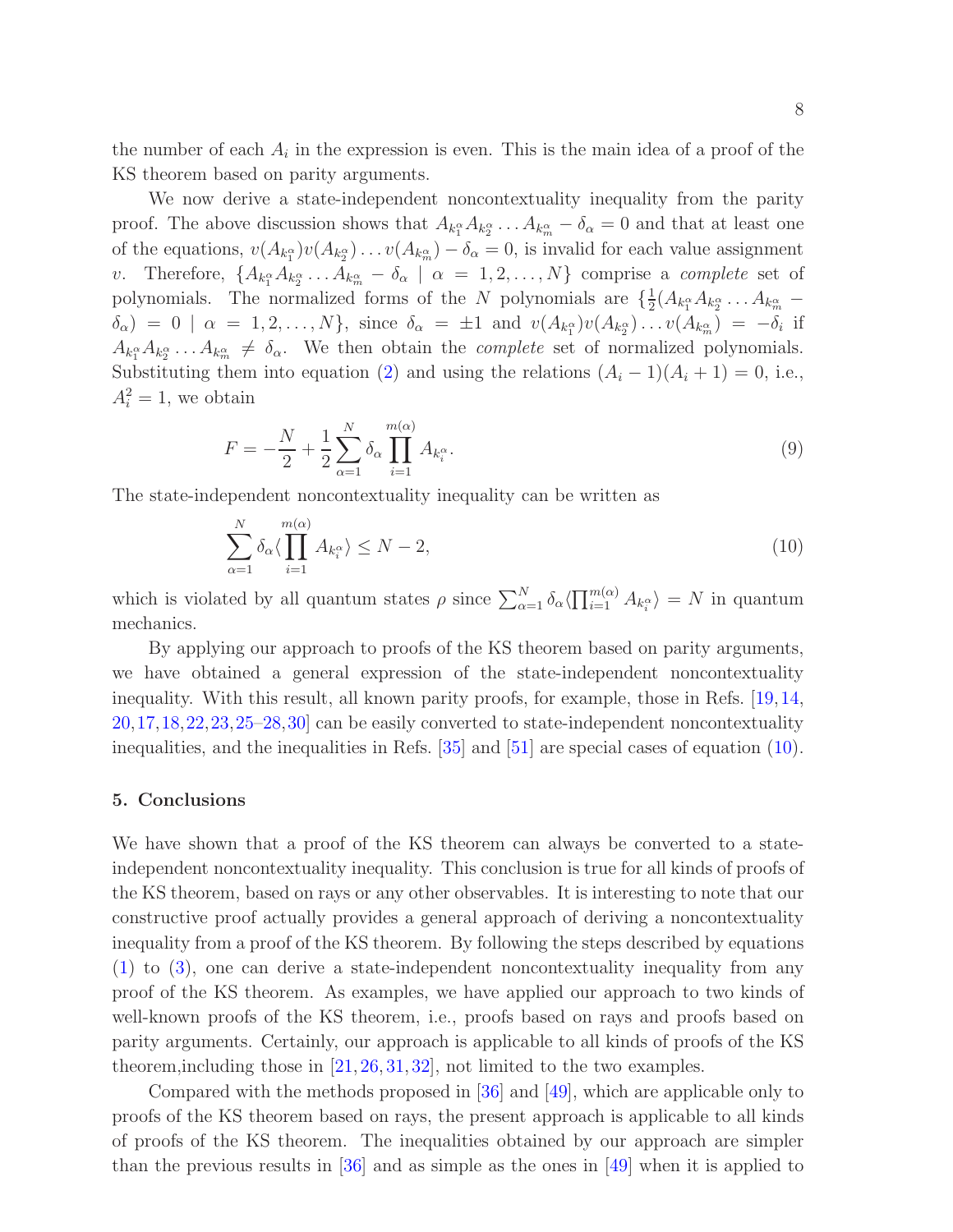the number of each $A_i$ in the expression is even. This is the main idea of a proof of the KS theorem based on parity arguments.

We now derive a state-independent noncontextuality inequality from the parity proof. The above discussion shows that $A_{k_1^\alpha}A_{k_2^\alpha}\ldots A_{k_m^\alpha} - \delta_\alpha = 0$ and that at least one of the equations, $v(A_{k_1^\alpha})v(A_{k_2^\alpha})\ldots v(A_{k_m^\alpha}) - \delta_\alpha = 0$, is invalid for each value assignment $v$. Therefore, $\{A_{k_1^\alpha}A_{k_2^\alpha}\ldots A_{k_m^\alpha} - \delta_\alpha \mid \alpha = 1, 2, \ldots, N\}$ comprise a *complete* set of polynomials. The normalized forms of the $N$ polynomials are $\{\frac{1}{2}(A_{k_1^\alpha}A_{k_2^\alpha}\ldots A_{k_m^\alpha} - \delta_\alpha) = 0 \mid \alpha = 1, 2, \ldots, N\}$, since $\delta_\alpha = \pm 1$ and $v(A_{k_1^\alpha})v(A_{k_2^\alpha})\ldots v(A_{k_m^\alpha}) = -\delta_i$ if $A_{k_1^\alpha}A_{k_2^\alpha}\ldots A_{k_m^\alpha} \neq \delta_\alpha$. We then obtain the *complete* set of normalized polynomials. Substituting them into equation (2) and using the relations $(A_i - 1)(A_i + 1) = 0$, i.e., $A_i^2 = 1$, we obtain

$$F = -\frac{N}{2} + \frac{1}{2}\sum_{\alpha=1}^{N}\delta_\alpha \prod_{i=1}^{m(\alpha)} A_{k_i^\alpha}. \tag{9}$$

The state-independent noncontextuality inequality can be written as

$$\sum_{\alpha=1}^{N}\delta_\alpha \langle \prod_{i=1}^{m(\alpha)} A_{k_i^\alpha}\rangle \leq N - 2, \tag{10}$$

which is violated by all quantum states $\rho$ since $\sum_{\alpha=1}^{N}\delta_\alpha\langle\prod_{i=1}^{m(\alpha)} A_{k_i^\alpha}\rangle = N$ in quantum mechanics.

By applying our approach to proofs of the KS theorem based on parity arguments, we have obtained a general expression of the state-independent noncontextuality inequality. With this result, all known parity proofs, for example, those in Refs. [19, 14, 20, 17, 18, 22, 23, 25–28, 30] can be easily converted to state-independent noncontextuality inequalities, and the inequalities in Refs. [35] and [51] are special cases of equation (10).

## 5. Conclusions

We have shown that a proof of the KS theorem can always be converted to a state-independent noncontextuality inequality. This conclusion is true for all kinds of proofs of the KS theorem, based on rays or any other observables. It is interesting to note that our constructive proof actually provides a general approach of deriving a noncontextuality inequality from a proof of the KS theorem. By following the steps described by equations (1) to (3), one can derive a state-independent noncontextuality inequality from any proof of the KS theorem. As examples, we have applied our approach to two kinds of well-known proofs of the KS theorem, i.e., proofs based on rays and proofs based on parity arguments. Certainly, our approach is applicable to all kinds of proofs of the KS theorem,including those in [21, 26, 31, 32], not limited to the two examples.

Compared with the methods proposed in [36] and [49], which are applicable only to proofs of the KS theorem based on rays, the present approach is applicable to all kinds of proofs of the KS theorem. The inequalities obtained by our approach are simpler than the previous results in [36] and as simple as the ones in [49] when it is applied to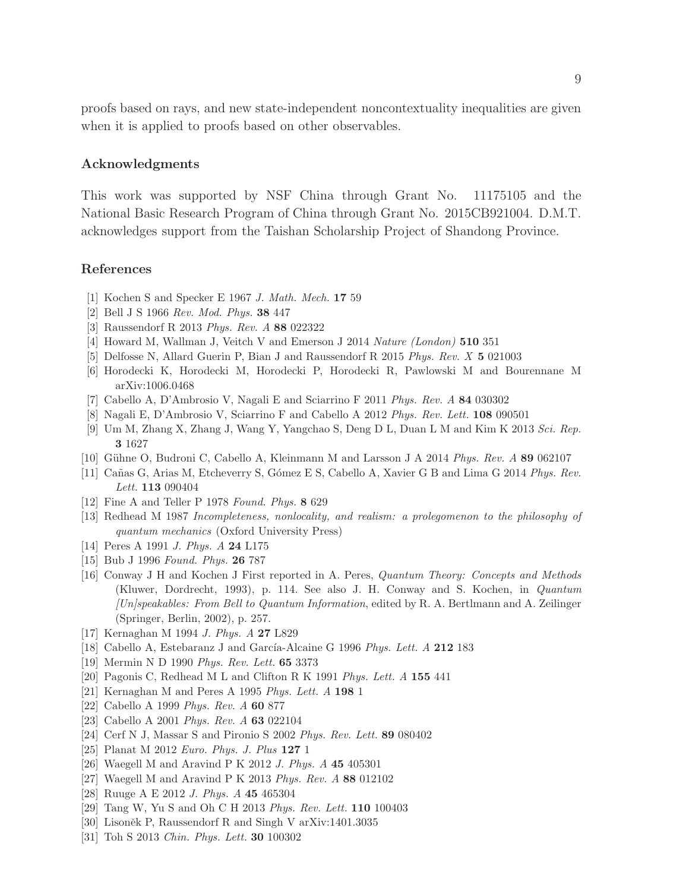proofs based on rays, and new state-independent noncontextuality inequalities are given when it is applied to proofs based on other observables.

## Acknowledgments

This work was supported by NSF China through Grant No. 11175105 and the National Basic Research Program of China through Grant No. 2015CB921004. D.M.T. acknowledges support from the Taishan Scholarship Project of Shandong Province.

## References

[1] Kochen S and Specker E 1967 *J. Math. Mech.* **17** 59
[2] Bell J S 1966 *Rev. Mod. Phys.* **38** 447
[3] Raussendorf R 2013 *Phys. Rev. A* **88** 022322
[4] Howard M, Wallman J, Veitch V and Emerson J 2014 *Nature (London)* **510** 351
[5] Delfosse N, Allard Guerin P, Bian J and Raussendorf R 2015 *Phys. Rev. X* **5** 021003
[6] Horodecki K, Horodecki M, Horodecki P, Horodecki R, Pawlowski M and Bourennane M arXiv:1006.0468
[7] Cabello A, D'Ambrosio V, Nagali E and Sciarrino F 2011 *Phys. Rev. A* **84** 030302
[8] Nagali E, D'Ambrosio V, Sciarrino F and Cabello A 2012 *Phys. Rev. Lett.* **108** 090501
[9] Um M, Zhang X, Zhang J, Wang Y, Yangchao S, Deng D L, Duan L M and Kim K 2013 *Sci. Rep.* **3** 1627
[10] Gühne O, Budroni C, Cabello A, Kleinmann M and Larsson J A 2014 *Phys. Rev. A* **89** 062107
[11] Cañas G, Arias M, Etcheverry S, Gómez E S, Cabello A, Xavier G B and Lima G 2014 *Phys. Rev. Lett.* **113** 090404
[12] Fine A and Teller P 1978 *Found. Phys.* **8** 629
[13] Redhead M 1987 *Incompleteness, nonlocality, and realism: a prolegomenon to the philosophy of quantum mechanics* (Oxford University Press)
[14] Peres A 1991 *J. Phys. A* **24** L175
[15] Bub J 1996 *Found. Phys.* **26** 787
[16] Conway J H and Kochen J First reported in A. Peres, *Quantum Theory: Concepts and Methods* (Kluwer, Dordrecht, 1993), p. 114. See also J. H. Conway and S. Kochen, in *Quantum [Un]speakables: From Bell to Quantum Information*, edited by R. A. Bertlmann and A. Zeilinger (Springer, Berlin, 2002), p. 257.
[17] Kernaghan M 1994 *J. Phys. A* **27** L829
[18] Cabello A, Estebaranz J and García-Alcaine G 1996 *Phys. Lett. A* **212** 183
[19] Mermin N D 1990 *Phys. Rev. Lett.* **65** 3373
[20] Pagonis C, Redhead M L and Clifton R K 1991 *Phys. Lett. A* **155** 441
[21] Kernaghan M and Peres A 1995 *Phys. Lett. A* **198** 1
[22] Cabello A 1999 *Phys. Rev. A* **60** 877
[23] Cabello A 2001 *Phys. Rev. A* **63** 022104
[24] Cerf N J, Massar S and Pironio S 2002 *Phys. Rev. Lett.* **89** 080402
[25] Planat M 2012 *Euro. Phys. J. Plus* **127** 1
[26] Waegell M and Aravind P K 2012 *J. Phys. A* **45** 405301
[27] Waegell M and Aravind P K 2013 *Phys. Rev. A* **88** 012102
[28] Ruuge A E 2012 *J. Phys. A* **45** 465304
[29] Tang W, Yu S and Oh C H 2013 *Phys. Rev. Lett.* **110** 100403
[30] Lisoněk P, Raussendorf R and Singh V arXiv:1401.3035
[31] Toh S 2013 *Chin. Phys. Lett.* **30** 100302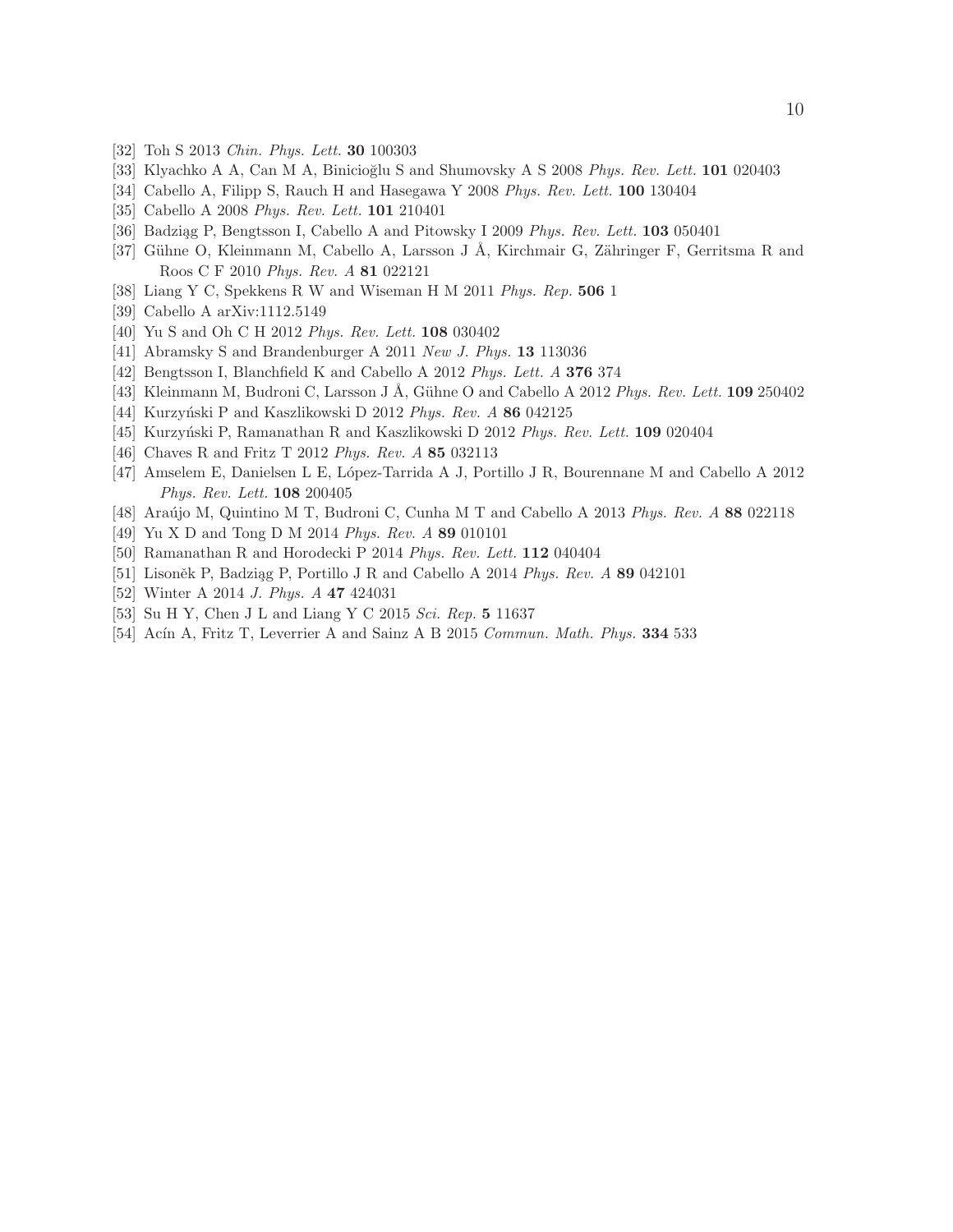[32] Toh S 2013 *Chin. Phys. Lett.* **30** 100303

[33] Klyachko A A, Can M A, Binicioğlu S and Shumovsky A S 2008 *Phys. Rev. Lett.* **101** 020403

[34] Cabello A, Filipp S, Rauch H and Hasegawa Y 2008 *Phys. Rev. Lett.* **100** 130404

[35] Cabello A 2008 *Phys. Rev. Lett.* **101** 210401

[36] Badziąg P, Bengtsson I, Cabello A and Pitowsky I 2009 *Phys. Rev. Lett.* **103** 050401

[37] Gühne O, Kleinmann M, Cabello A, Larsson J Å, Kirchmair G, Zähringer F, Gerritsma R and Roos C F 2010 *Phys. Rev. A* **81** 022121

[38] Liang Y C, Spekkens R W and Wiseman H M 2011 *Phys. Rep.* **506** 1

[39] Cabello A arXiv:1112.5149

[40] Yu S and Oh C H 2012 *Phys. Rev. Lett.* **108** 030402

[41] Abramsky S and Brandenburger A 2011 *New J. Phys.* **13** 113036

[42] Bengtsson I, Blanchfield K and Cabello A 2012 *Phys. Lett. A* **376** 374

[43] Kleinmann M, Budroni C, Larsson J Å, Gühne O and Cabello A 2012 *Phys. Rev. Lett.* **109** 250402

[44] Kurzyński P and Kaszlikowski D 2012 *Phys. Rev. A* **86** 042125

[45] Kurzyński P, Ramanathan R and Kaszlikowski D 2012 *Phys. Rev. Lett.* **109** 020404

[46] Chaves R and Fritz T 2012 *Phys. Rev. A* **85** 032113

[47] Amselem E, Danielsen L E, López-Tarrida A J, Portillo J R, Bourennane M and Cabello A 2012 *Phys. Rev. Lett.* **108** 200405

[48] Araújo M, Quintino M T, Budroni C, Cunha M T and Cabello A 2013 *Phys. Rev. A* **88** 022118

[49] Yu X D and Tong D M 2014 *Phys. Rev. A* **89** 010101

[50] Ramanathan R and Horodecki P 2014 *Phys. Rev. Lett.* **112** 040404

[51] Lisoněk P, Badziąg P, Portillo J R and Cabello A 2014 *Phys. Rev. A* **89** 042101

[52] Winter A 2014 *J. Phys. A* **47** 424031

[53] Su H Y, Chen J L and Liang Y C 2015 *Sci. Rep.* **5** 11637

[54] Acín A, Fritz T, Leverrier A and Sainz A B 2015 *Commun. Math. Phys.* **334** 533